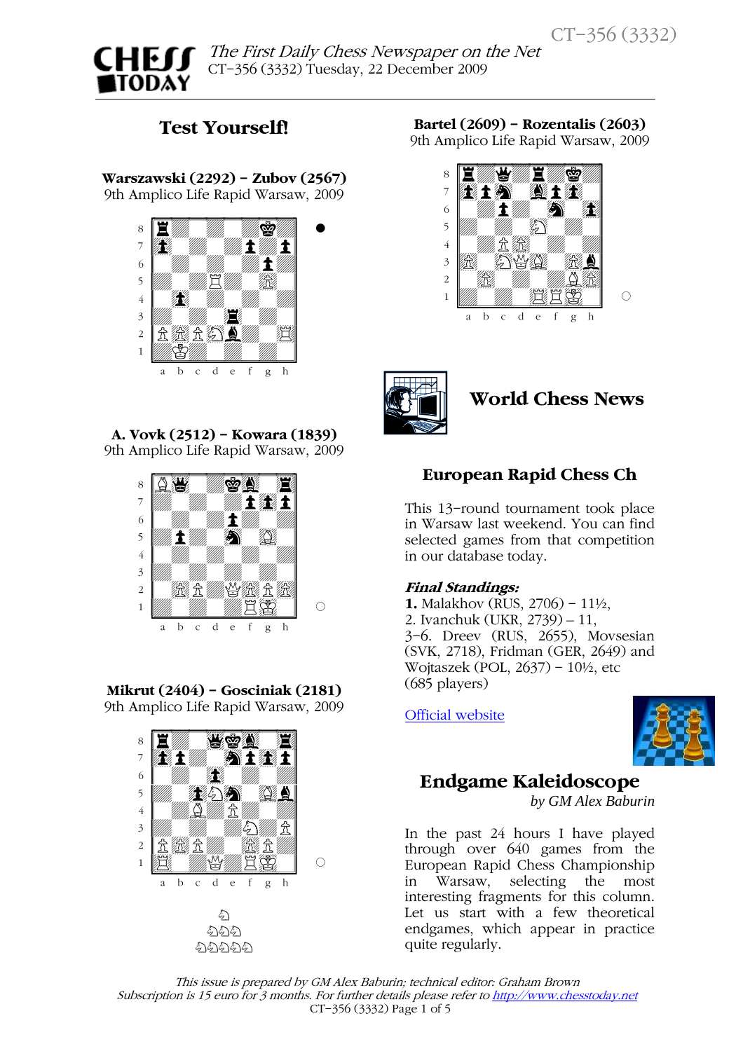# CHESS TODAY

*The First Daily Chess Newspaper on the Net*
CT-356 (3332) Tuesday, 22 December 2009

## Test Yourself!

**Warszawski (2292) – Zubov (2567)**
9th Amplico Life Rapid Warsaw, 2009

**A. Vovk (2512) – Kowara (1839)**
9th Amplico Life Rapid Warsaw, 2009

**Mikrut (2404) – Gosciniak (2181)**
9th Amplico Life Rapid Warsaw, 2009

**Bartel (2609) – Rozentalis (2603)**
9th Amplico Life Rapid Warsaw, 2009

## World Chess News

### European Rapid Chess Ch

This 13-round tournament took place in Warsaw last weekend. You can find selected games from that competition in our database today.

***Final Standings:***
**1.** Malakhov (RUS, 2706) – 11½,
2. Ivanchuk (UKR, 2739) – 11,
3-6. Dreev (RUS, 2655), Movsesian (SVK, 2718), Fridman (GER, 2649) and Wojtaszek (POL, 2637) – 10½, etc
(685 players)

[Official website]

## Endgame Kaleidoscope

*by GM Alex Baburin*

In the past 24 hours I have played through over 640 games from the European Rapid Chess Championship in Warsaw, selecting the most interesting fragments for this column. Let us start with a few theoretical endgames, which appear in practice quite regularly.

*This issue is prepared by GM Alex Baburin; technical editor: Graham Brown*
*Subscription is 15 euro for 3 months. For further details please refer to http://www.chesstoday.net*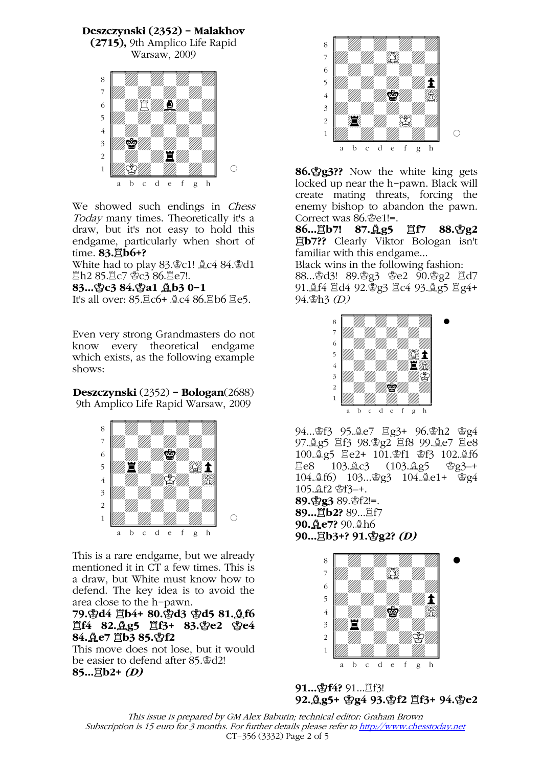**Deszczynski (2352) – Malakhov (2715),** 9th Amplico Life Rapid Warsaw, 2009

We showed such endings in *Chess Today* many times. Theoretically it's a draw, but it's not easy to hold this endgame, particularly when short of time. **83.♖b6+?**

White had to play 83.♔c1! ♗c4 84.♔d1 ♖h2 85.♖c7 ♔c3 86.♖e7!.

**83...♔c3 84.♔a1 ♗b3 0–1**

It's all over: 85.♖c6+ ♗c4 86.♖b6 ♖e5.

Even very strong Grandmasters do not know every theoretical endgame which exists, as the following example shows:

**Deszczynski** (2352) – **Bologan**(2688) 9th Amplico Life Rapid Warsaw, 2009

This is a rare endgame, but we already mentioned it in CT a few times. This is a draw, but White must know how to defend. The key idea is to avoid the area close to the h-pawn.

**79.♔d4 ♖b4+ 80.♔d3 ♔d5 81.♗f6 ♖f4 82.♗g5 ♖f3+ 83.♔e2 ♔e4 84.♗e7 ♖b3 85.♔f2**

This move does not lose, but it would be easier to defend after 85.♔d2!

**85...♖b2+ *(D)***

**86.♔g3??** Now the white king gets locked up near the h-pawn. Black will create mating threats, forcing the enemy bishop to abandon the pawn. Correct was 86.♔e1!=.

**86...♖b7! 87.♗g5 ♖f7 88.♔g2 ♖b7??** Clearly Viktor Bologan isn't familiar with this endgame...

Black wins in the following fashion: 88...♔d3! 89.♔g3 ♔e2 90.♔g2 ♖d7 91.♗f4 ♖d4 92.♔g3 ♖c4 93.♗g5 ♖g4+ 94.♔h3 *(D)*

94...♔f3 95.♗e7 ♖g3+ 96.♔h2 ♔g4 97.♗g5 ♖f3 98.♔g2 ♖f8 99.♗e7 ♖e8 100.♗g5 ♖e2+ 101.♔f1 ♔f3 102.♗f6 ♖e8 103.♗c3 (103.♗g5 ♔g3–+ 104.♗f6) 103...♔g3 104.♗e1+ ♔g4 105.♗f2 ♔f3–+.

**89.♔g3** 89.♔f2!=.

**89...♖b2?** 89...♖f7

**90.♗e7?** 90.♗h6

**90...♖b3+? 91.♔g2? *(D)***

**91...♔f4?** 91...♖f3!

**92.♗g5+ ♔g4 93.♔f2 ♖f3+ 94.♔e2**

*This issue is prepared by GM Alex Baburin; technical editor: Graham Brown*
*Subscription is 15 euro for 3 months. For further details please refer to http://www.chesstoday.net*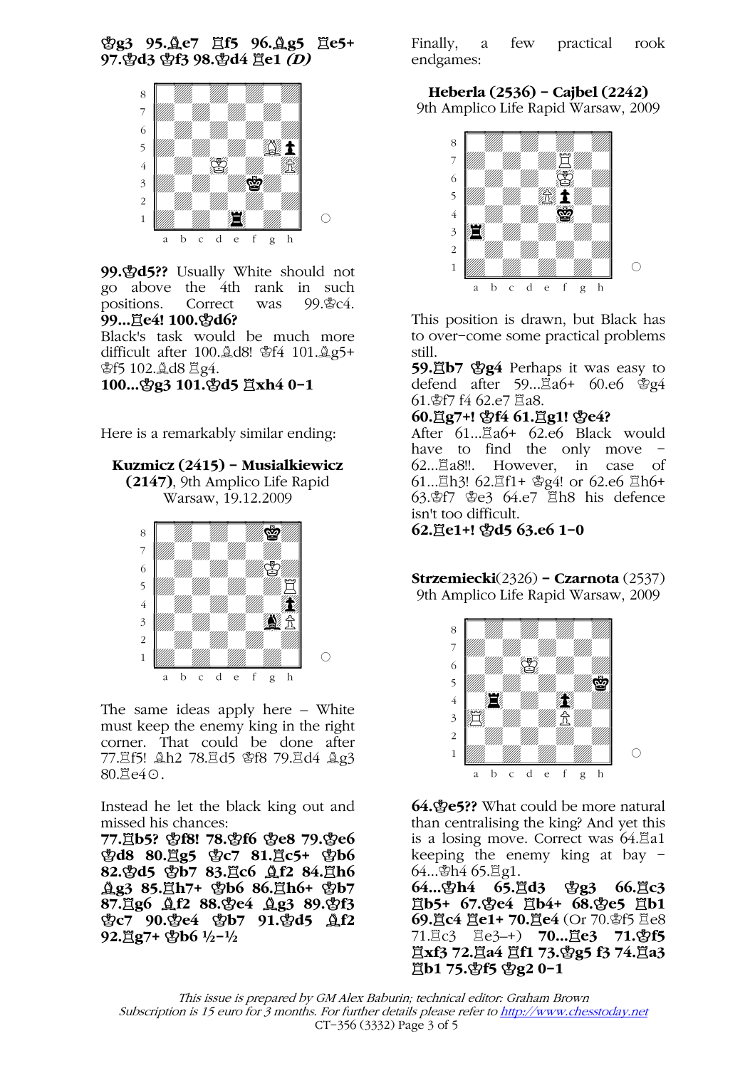♔g3 95.♗e7 ♖f5 96.♗g5 ♖e5+ 97.♔d3 ♔f3 98.♔d4 ♖e1 *(D)*

○

**99.♔d5??** Usually White should not go above the 4th rank in such positions. Correct was 99.♔c4.
**99...♖e4! 100.♔d6?**
Black's task would be much more difficult after 100.♗d8! ♔f4 101.♗g5+ ♔f5 102.♗d8 ♖g4.
**100...♔g3 101.♔d5 ♖xh4 0–1**

Here is a remarkably similar ending:

**Kuzmicz (2415) – Musialkiewicz (2147)**, 9th Amplico Life Rapid Warsaw, 19.12.2009

○

The same ideas apply here – White must keep the enemy king in the right corner. That could be done after 77.♖f5! ♗h2 78.♖d5 ♔f8 79.♖d4 ♗g3 80.♖e4⊙.

Instead he let the black king out and missed his chances:
**77.♖b5? ♔f8! 78.♔f6 ♔e8 79.♔e6 ♔d8 80.♖g5 ♔c7 81.♖c5+ ♔b6 82.♔d5 ♔b7 83.♖c6 ♗f2 84.♖h6 ♗g3 85.♖h7+ ♔b6 86.♖h6+ ♔b7 87.♖g6 ♗f2 88.♔e4 ♗g3 89.♔f3 ♔c7 90.♔e4 ♔b7 91.♔d5 ♗f2 92.♖g7+ ♔b6 ½–½**

Finally, a few practical rook endgames:

**Heberla (2536) – Cajbel (2242)**
9th Amplico Life Rapid Warsaw, 2009

○

This position is drawn, but Black has to over-come some practical problems still.
**59.♖b7 ♔g4** Perhaps it was easy to defend after 59...♖a6+ 60.e6 ♔g4 61.♔f7 f4 62.e7 ♖a8.
**60.♖g7+! ♔f4 61.♖g1! ♔e4?**
After 61...♖a6+ 62.e6 Black would have to find the only move – 62...♖a8!!. However, in case of 61...♖h3! 62.♖f1+ ♔g4! or 62.e6 ♖h6+ 63.♔f7 ♔e3 64.e7 ♖h8 his defence isn't too difficult.
**62.♖e1+! ♔d5 63.e6 1–0**

**Strzemiecki**(2326) – **Czarnota** (2537)
9th Amplico Life Rapid Warsaw, 2009

○

**64.♔e5??** What could be more natural than centralising the king? And yet this is a losing move. Correct was 64.♖a1 keeping the enemy king at bay – 64...♔h4 65.♖g1.
**64...♔h4 65.♖d3 ♔g3 66.♖c3 ♖b5+ 67.♔e4 ♖b4+ 68.♔e5 ♖b1 69.♖c4 ♖e1+ 70.♖e4** (Or 70.♔f5 ♖e8 71.♖c3 ♖e3–+) **70...♖e3 71.♔f5 ♖xf3 72.♖a4 ♖f1 73.♔g5 f3 74.♖a3 ♖b1 75.♔f5 ♔g2 0–1**

*This issue is prepared by GM Alex Baburin; technical editor: Graham Brown*
*Subscription is 15 euro for 3 months. For further details please refer to http://www.chesstoday.net*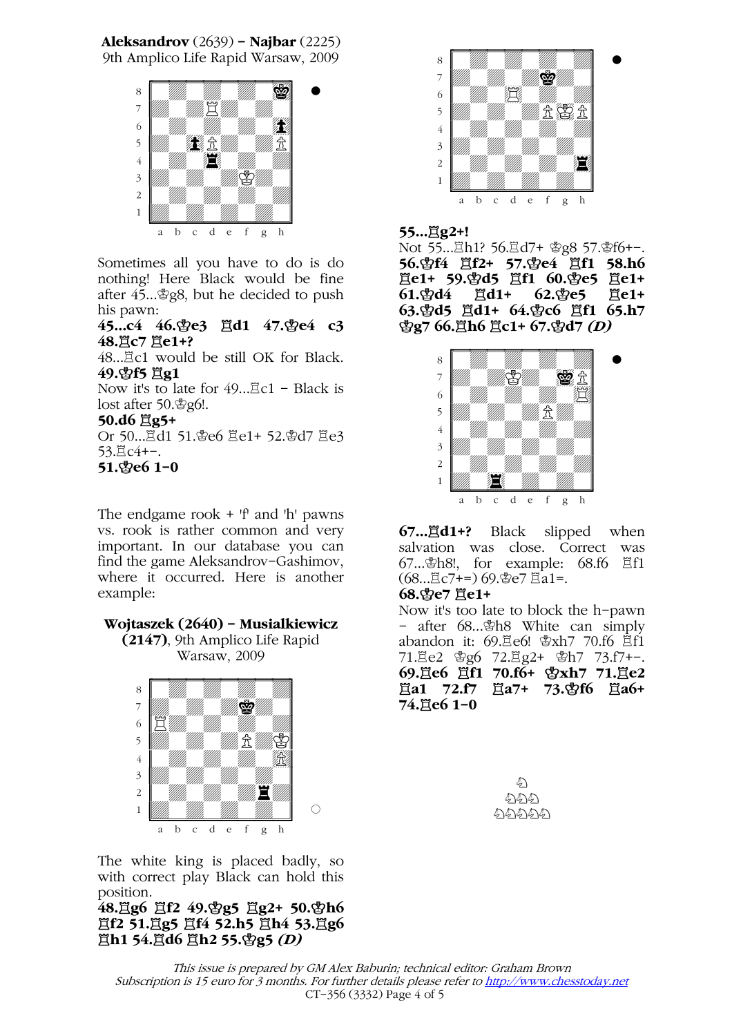**Aleksandrov** (2639) **– Najbar** (2225)
9th Amplico Life Rapid Warsaw, 2009

Sometimes all you have to do is do nothing! Here Black would be fine after 45...♔g8, but he decided to push his pawn:

**45...c4 46.♔e3 ♖d1 47.♔e4 c3 48.♖c7 ♖e1+?**

48...♖c1 would be still OK for Black.

**49.♔f5 ♖g1**

Now it's to late for 49...♖c1 – Black is lost after 50.♔g6!.

**50.d6 ♖g5+**

Or 50...♖d1 51.♔e6 ♖e1+ 52.♔d7 ♖e3 53.♖c4+–.

**51.♔e6 1–0**

The endgame rook + 'f' and 'h' pawns vs. rook is rather common and very important. In our database you can find the game Aleksandrov–Gashimov, where it occurred. Here is another example:

**Wojtaszek (2640) – Musialkiewicz (2147)**, 9th Amplico Life Rapid Warsaw, 2009

The white king is placed badly, so with correct play Black can hold this position.

**48.♖g6 ♖f2 49.♔g5 ♖g2+ 50.♔h6 ♖f2 51.♖g5 ♖f4 52.h5 ♖h4 53.♖g6 ♖h1 54.♖d6 ♖h2 55.♔g5 *(D)***

**55...♖g2+!**

Not 55...♖h1? 56.♖d7+ ♔g8 57.♔f6+–.

**56.♔f4 ♖f2+ 57.♔e4 ♖f1 58.h6 ♖e1+ 59.♔d5 ♖f1 60.♔e5 ♖e1+ 61.♔d4 ♖d1+ 62.♔e5 ♖e1+ 63.♔d5 ♖d1+ 64.♔c6 ♖f1 65.h7 ♔g7 66.♖h6 ♖c1+ 67.♔d7 *(D)***

**67...♖d1+?** Black slipped when salvation was close. Correct was 67...♔h8!, for example: 68.f6 ♖f1 (68...♖c7+=) 69.♔e7 ♖a1=.

**68.♔e7 ♖e1+**

Now it's too late to block the h-pawn – after 68...♔h8 White can simply abandon it: 69.♖e6! ♔xh7 70.f6 ♖f1 71.♖e2 ♔g6 72.♖g2+ ♔h7 73.f7+–.

**69.♖e6 ♖f1 70.f6+ ♔xh7 71.♖e2 ♖a1 72.f7 ♖a7+ 73.♔f6 ♖a6+ 74.♖e6 1–0**

*This issue is prepared by GM Alex Baburin; technical editor: Graham Brown*
*Subscription is 15 euro for 3 months. For further details please refer to http://www.chesstoday.net*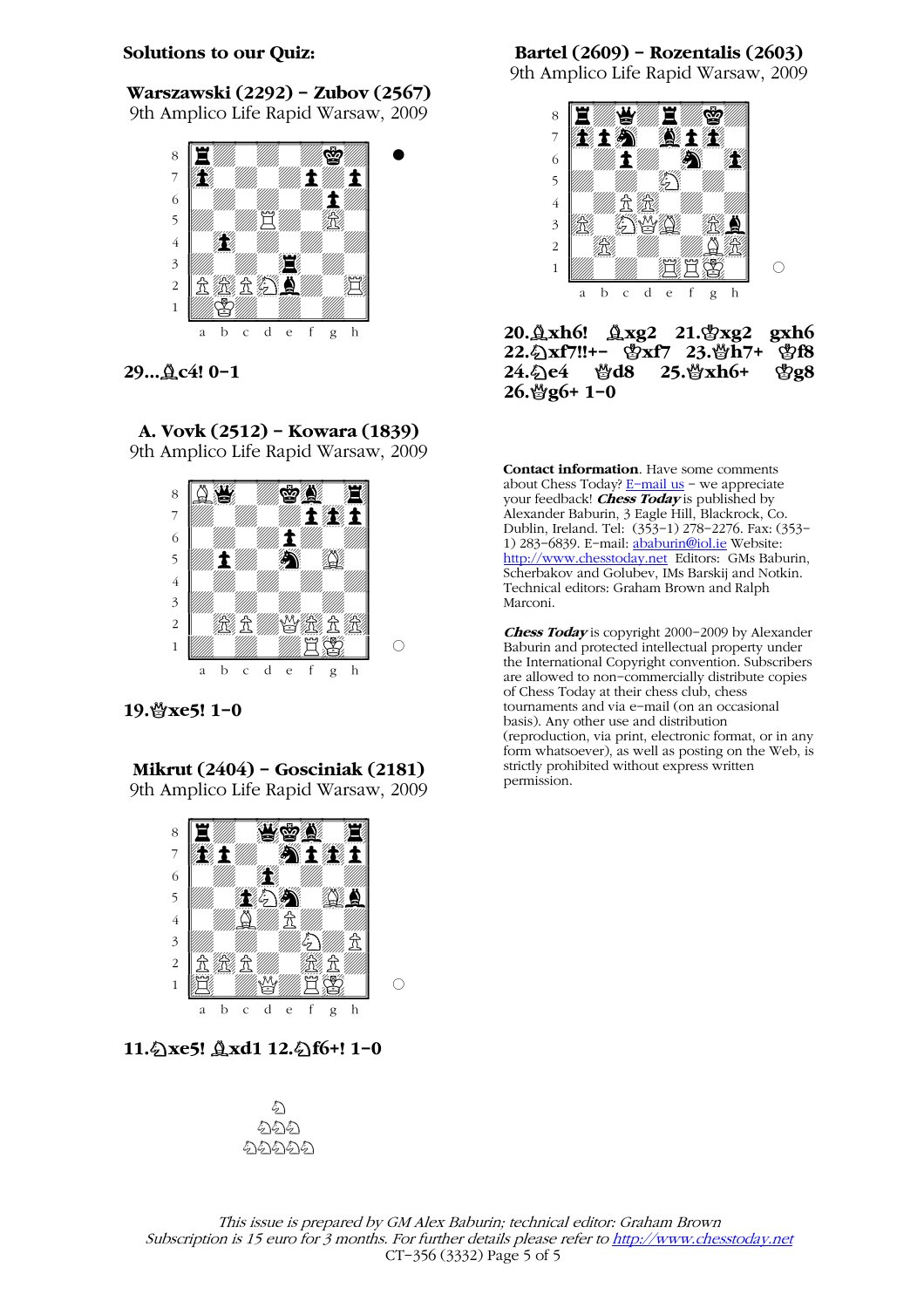## Solutions to our Quiz:

**Warszawski (2292) – Zubov (2567)**
9th Amplico Life Rapid Warsaw, 2009

**29...♗c4! 0–1**

**A. Vovk (2512) – Kowara (1839)**
9th Amplico Life Rapid Warsaw, 2009

**19.♕xe5! 1–0**

**Mikrut (2404) – Gosciniak (2181)**
9th Amplico Life Rapid Warsaw, 2009

**11.♘xe5! ♗xd1 12.♘f6+! 1–0**

**Bartel (2609) – Rozentalis (2603)**
9th Amplico Life Rapid Warsaw, 2009

**20.♗xh6! ♗xg2 21.♔xg2 gxh6 22.♘xf7!!+– ♔xf7 23.♕h7+ ♔f8 24.♘e4 ♕d8 25.♕xh6+ ♔g8 26.♕g6+ 1–0**

**Contact information**. Have some comments about Chess Today? E-mail us – we appreciate your feedback! ***Chess Today*** is published by Alexander Baburin, 3 Eagle Hill, Blackrock, Co. Dublin, Ireland. Tel: (353-1) 278-2276. Fax: (353-1) 283-6839. E-mail: ababurin@iol.ie Website: http://www.chesstoday.net Editors: GMs Baburin, Scherbakov and Golubev, IMs Barskij and Notkin. Technical editors: Graham Brown and Ralph Marconi.

***Chess Today*** is copyright 2000-2009 by Alexander Baburin and protected intellectual property under the International Copyright convention. Subscribers are allowed to non-commercially distribute copies of Chess Today at their chess club, chess tournaments and via e-mail (on an occasional basis). Any other use and distribution (reproduction, via print, electronic format, or in any form whatsoever), as well as posting on the Web, is strictly prohibited without express written permission.

*This issue is prepared by GM Alex Baburin; technical editor: Graham Brown*
*Subscription is 15 euro for 3 months. For further details please refer to http://www.chesstoday.net*